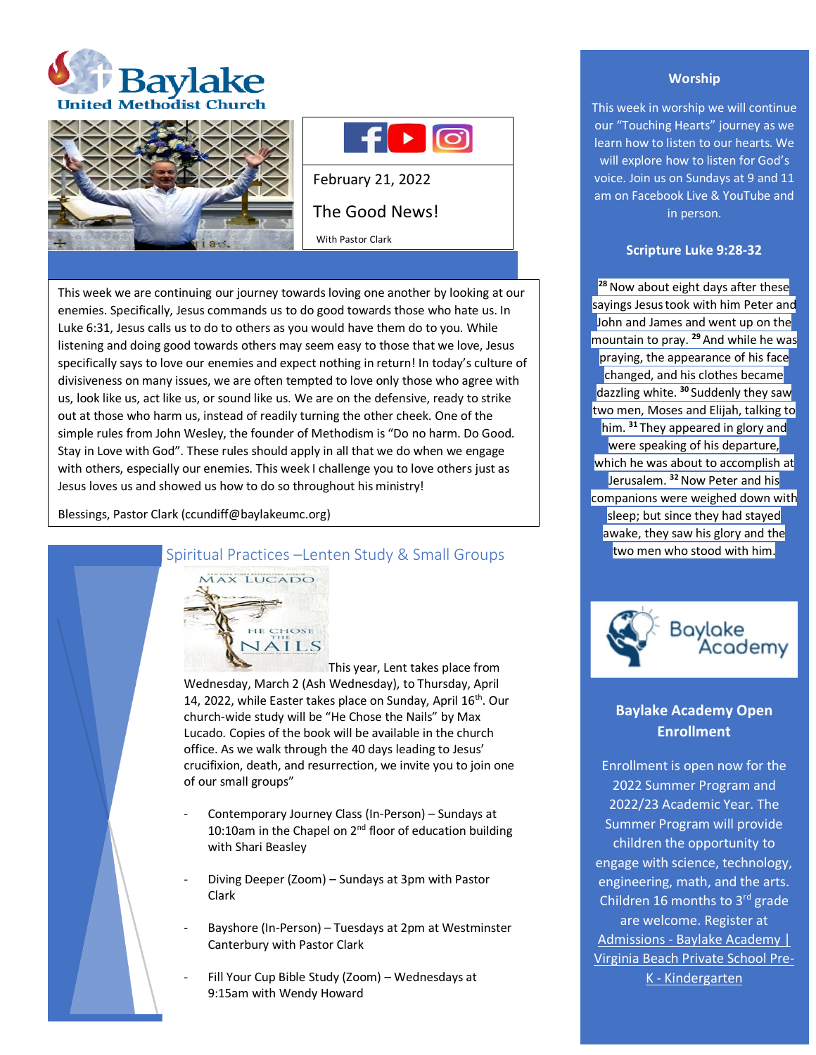# Baylake United Methodist Church

February 21, 2022

## The Good News!

With Pastor Clark

This week we are continuing our journey towards loving one another by looking at our enemies. Specifically, Jesus commands us to do good towards those who hate us. In Luke 6:31, Jesus calls us to do to others as you would have them do to you. While listening and doing good towards others may seem easy to those that we love, Jesus specifically says to love our enemies and expect nothing in return! In today's culture of divisiveness on many issues, we are often tempted to love only those who agree with us, look like us, act like us, or sound like us. We are on the defensive, ready to strike out at those who harm us, instead of readily turning the other cheek. One of the simple rules from John Wesley, the founder of Methodism is "Do no harm. Do Good. Stay in Love with God". These rules should apply in all that we do when we engage with others, especially our enemies. This week I challenge you to love others just as Jesus loves us and showed us how to do so throughout his ministry!

Blessings, Pastor Clark (ccundiff@baylakeumc.org)

## Spiritual Practices –Lenten Study & Small Groups

This year, Lent takes place from Wednesday, March 2 (Ash Wednesday), to Thursday, April 14, 2022, while Easter takes place on Sunday, April 16th. Our church-wide study will be "He Chose the Nails" by Max Lucado. Copies of the book will be available in the church office. As we walk through the 40 days leading to Jesus' crucifixion, death, and resurrection, we invite you to join one of our small groups"

- Contemporary Journey Class (In-Person) – Sundays at 10:10am in the Chapel on 2nd floor of education building with Shari Beasley
- Diving Deeper (Zoom) – Sundays at 3pm with Pastor Clark
- Bayshore (In-Person) – Tuesdays at 2pm at Westminster Canterbury with Pastor Clark
- Fill Your Cup Bible Study (Zoom) – Wednesdays at 9:15am with Wendy Howard

## Worship

This week in worship we will continue our "Touching Hearts" journey as we learn how to listen to our hearts. We will explore how to listen for God's voice. Join us on Sundays at 9 and 11 am on Facebook Live & YouTube and in person.

## Scripture Luke 9:28-32

[28] Now about eight days after these sayings Jesus took with him Peter and John and James and went up on the mountain to pray. [29] And while he was praying, the appearance of his face changed, and his clothes became dazzling white. [30] Suddenly they saw two men, Moses and Elijah, talking to him. [31] They appeared in glory and were speaking of his departure, which he was about to accomplish at Jerusalem. [32] Now Peter and his companions were weighed down with sleep; but since they had stayed awake, they saw his glory and the two men who stood with him.

Baylake Academy

## Baylake Academy Open Enrollment

Enrollment is open now for the 2022 Summer Program and 2022/23 Academic Year. The Summer Program will provide children the opportunity to engage with science, technology, engineering, math, and the arts. Children 16 months to 3rd grade are welcome. Register at [Admissions - Baylake Academy | Virginia Beach Private School Pre-K - Kindergarten]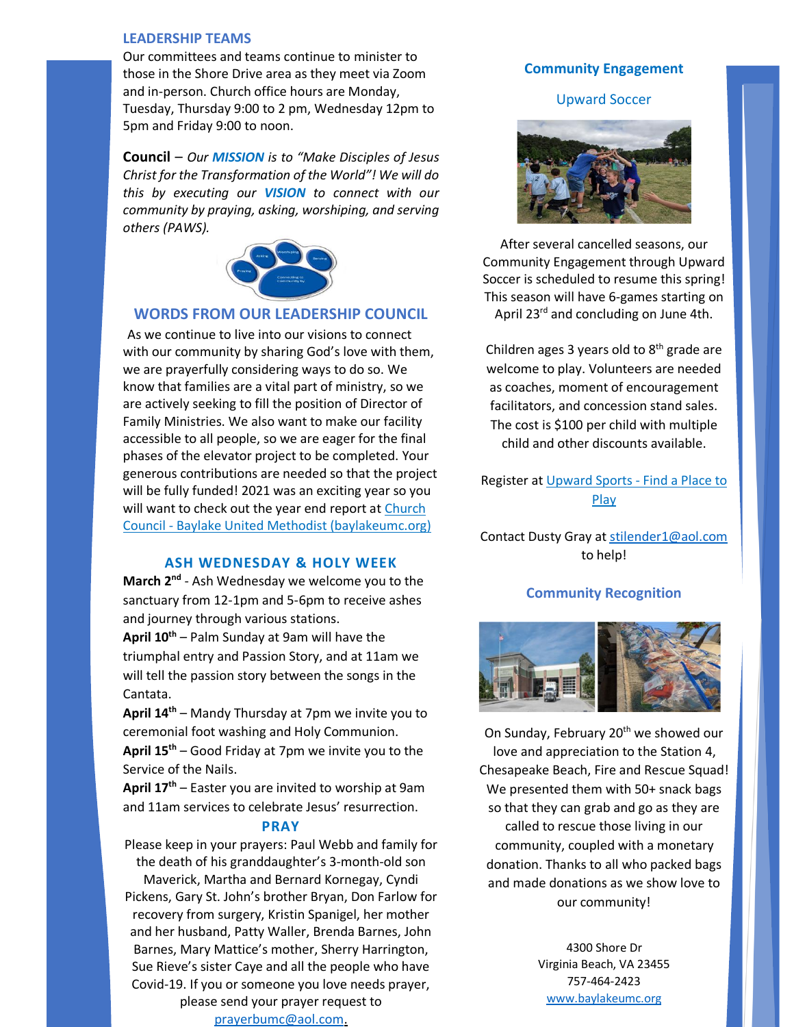## LEADERSHIP TEAMS

Our committees and teams continue to minister to those in the Shore Drive area as they meet via Zoom and in-person. Church office hours are Monday, Tuesday, Thursday 9:00 to 2 pm, Wednesday 12pm to 5pm and Friday 9:00 to noon.

**Council** – *Our **MISSION** is to "Make Disciples of Jesus Christ for the Transformation of the World"! We will do this by executing our **VISION** to connect with our community by praying, asking, worshiping, and serving others (PAWS).*

## WORDS FROM OUR LEADERSHIP COUNCIL

As we continue to live into our visions to connect with our community by sharing God's love with them, we are prayerfully considering ways to do so. We know that families are a vital part of ministry, so we are actively seeking to fill the position of Director of Family Ministries. We also want to make our facility accessible to all people, so we are eager for the final phases of the elevator project to be completed. Your generous contributions are needed so that the project will be fully funded! 2021 was an exciting year so you will want to check out the year end report at Church Council - Baylake United Methodist (baylakeumc.org)

## ASH WEDNESDAY & HOLY WEEK

**March 2nd** - Ash Wednesday we welcome you to the sanctuary from 12-1pm and 5-6pm to receive ashes and journey through various stations.

**April 10th** – Palm Sunday at 9am will have the triumphal entry and Passion Story, and at 11am we will tell the passion story between the songs in the Cantata.

**April 14th** – Mandy Thursday at 7pm we invite you to ceremonial foot washing and Holy Communion.

**April 15th** – Good Friday at 7pm we invite you to the Service of the Nails.

**April 17th** – Easter you are invited to worship at 9am and 11am services to celebrate Jesus' resurrection.

## PRAY

Please keep in your prayers: Paul Webb and family for the death of his granddaughter's 3-month-old son Maverick, Martha and Bernard Kornegay, Cyndi Pickens, Gary St. John's brother Bryan, Don Farlow for recovery from surgery, Kristin Spanigel, her mother and her husband, Patty Waller, Brenda Barnes, John Barnes, Mary Mattice's mother, Sherry Harrington, Sue Rieve's sister Caye and all the people who have Covid-19. If you or someone you love needs prayer, please send your prayer request to prayerbumc@aol.com.

## Community Engagement

### Upward Soccer

After several cancelled seasons, our Community Engagement through Upward Soccer is scheduled to resume this spring! This season will have 6-games starting on April 23rd and concluding on June 4th.

Children ages 3 years old to 8th grade are welcome to play. Volunteers are needed as coaches, moment of encouragement facilitators, and concession stand sales. The cost is $100 per child with multiple child and other discounts available.

Register at Upward Sports - Find a Place to Play

Contact Dusty Gray at stilender1@aol.com to help!

## Community Recognition

On Sunday, February 20th we showed our love and appreciation to the Station 4, Chesapeake Beach, Fire and Rescue Squad! We presented them with 50+ snack bags so that they can grab and go as they are called to rescue those living in our community, coupled with a monetary donation. Thanks to all who packed bags and made donations as we show love to our community!

4300 Shore Dr
Virginia Beach, VA 23455
757-464-2423
www.baylakeumc.org